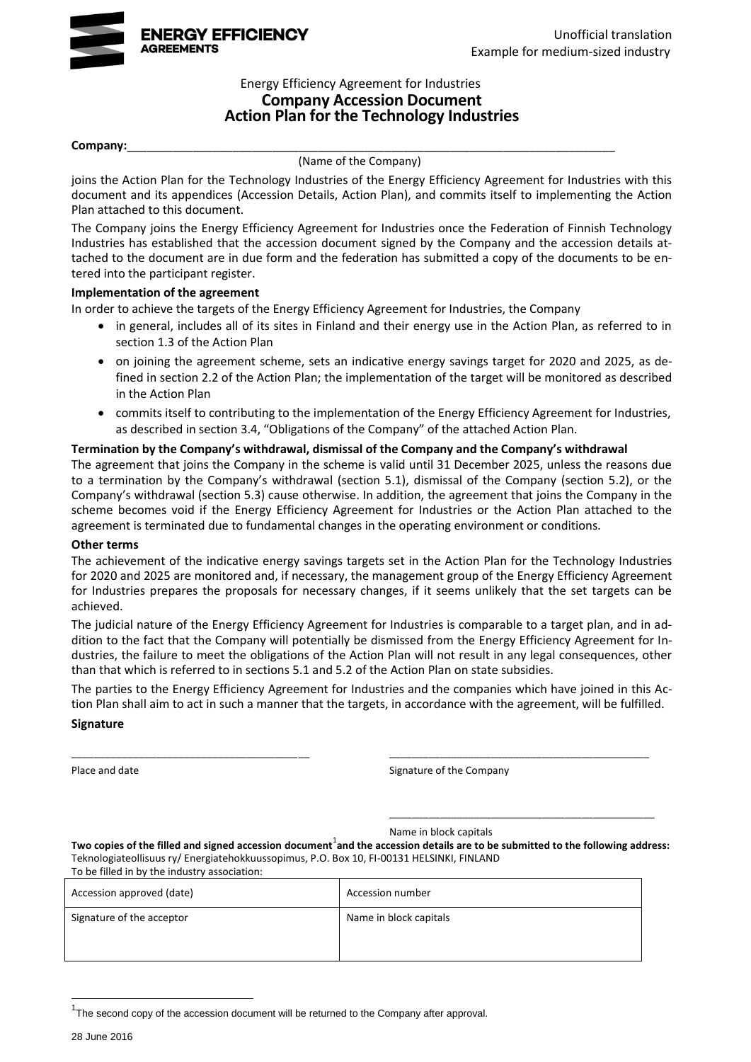**ENERGY EFFICIENCY AGREEMENTS**

Unofficial translation
Example for medium-sized industry

Energy Efficiency Agreement for Industries

# Company Accession Document
# Action Plan for the Technology Industries

**Company:**\_\_\_\_\_\_\_\_\_\_\_\_\_\_\_\_\_\_\_\_\_\_\_\_\_\_\_\_\_\_\_\_\_\_\_\_\_\_\_\_\_\_\_\_\_\_\_\_\_\_\_\_\_\_\_\_\_\_\_\_\_\_\_\_\_\_\_\_\_\_

(Name of the Company)

joins the Action Plan for the Technology Industries of the Energy Efficiency Agreement for Industries with this document and its appendices (Accession Details, Action Plan), and commits itself to implementing the Action Plan attached to this document.

The Company joins the Energy Efficiency Agreement for Industries once the Federation of Finnish Technology Industries has established that the accession document signed by the Company and the accession details attached to the document are in due form and the federation has submitted a copy of the documents to be entered into the participant register.

**Implementation of the agreement**

In order to achieve the targets of the Energy Efficiency Agreement for Industries, the Company

- in general, includes all of its sites in Finland and their energy use in the Action Plan, as referred to in section 1.3 of the Action Plan
- on joining the agreement scheme, sets an indicative energy savings target for 2020 and 2025, as defined in section 2.2 of the Action Plan; the implementation of the target will be monitored as described in the Action Plan
- commits itself to contributing to the implementation of the Energy Efficiency Agreement for Industries, as described in section 3.4, "Obligations of the Company" of the attached Action Plan.

**Termination by the Company's withdrawal, dismissal of the Company and the Company's withdrawal**

The agreement that joins the Company in the scheme is valid until 31 December 2025, unless the reasons due to a termination by the Company's withdrawal (section 5.1), dismissal of the Company (section 5.2), or the Company's withdrawal (section 5.3) cause otherwise. In addition, the agreement that joins the Company in the scheme becomes void if the Energy Efficiency Agreement for Industries or the Action Plan attached to the agreement is terminated due to fundamental changes in the operating environment or conditions.

**Other terms**

The achievement of the indicative energy savings targets set in the Action Plan for the Technology Industries for 2020 and 2025 are monitored and, if necessary, the management group of the Energy Efficiency Agreement for Industries prepares the proposals for necessary changes, if it seems unlikely that the set targets can be achieved.

The judicial nature of the Energy Efficiency Agreement for Industries is comparable to a target plan, and in addition to the fact that the Company will potentially be dismissed from the Energy Efficiency Agreement for Industries, the failure to meet the obligations of the Action Plan will not result in any legal consequences, other than that which is referred to in sections 5.1 and 5.2 of the Action Plan on state subsidies.

The parties to the Energy Efficiency Agreement for Industries and the companies which have joined in this Action Plan shall aim to act in such a manner that the targets, in accordance with the agreement, will be fulfilled.

**Signature**

\_\_\_\_\_\_\_\_\_\_\_\_\_\_\_\_\_\_\_\_\_\_\_\_\_\_\_\_\_\_\_\_\_\_\_\_\_\_\_ \_\_\_\_\_\_\_\_\_\_\_\_\_\_\_\_\_\_\_\_\_\_\_\_\_\_\_\_\_\_\_\_\_\_\_\_\_\_\_\_\_\_\_

Place and date | Signature of the Company

\_\_\_\_\_\_\_\_\_\_\_\_\_\_\_\_\_\_\_\_\_\_\_\_\_\_\_\_\_\_\_\_\_\_\_\_\_\_\_\_\_\_\_

Name in block capitals

**Two copies of the filled and signed accession document[1] and the accession details are to be submitted to the following address:**
Teknologiateollisuus ry/ Energiatehokkuussopimus, P.O. Box 10, FI-00131 HELSINKI, FINLAND

To be filled in by the industry association:

| Accession approved (date) | Accession number |
|---|---|
| Signature of the acceptor | Name in block capitals |

[1] The second copy of the accession document will be returned to the Company after approval.

28 June 2016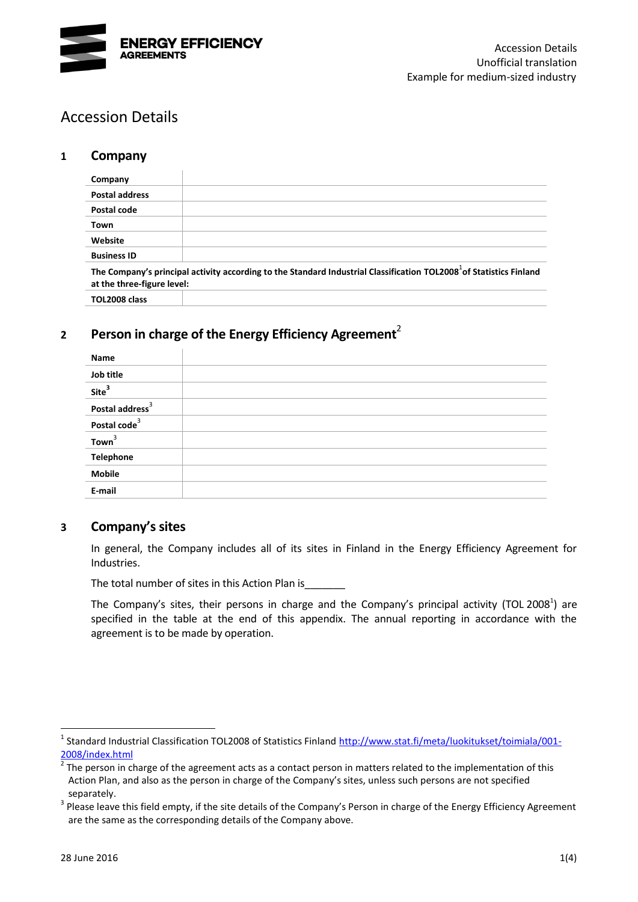# Accession Details

## 1 Company

| Company | |
|---|---|
| Postal address | |
| Postal code | |
| Town | |
| Website | |
| Business ID | |

**The Company's principal activity according to the Standard Industrial Classification TOL2008[1] of Statistics Finland at the three-figure level:**

| TOL2008 class | |
|---|---|

## 2 Person in charge of the Energy Efficiency Agreement[2]

| Name | |
|---|---|
| Job title | |
| Site[3] | |
| Postal address[3] | |
| Postal code[3] | |
| Town[3] | |
| Telephone | |
| Mobile | |
| E-mail | |

## 3 Company's sites

In general, the Company includes all of its sites in Finland in the Energy Efficiency Agreement for Industries.

The total number of sites in this Action Plan is_______

The Company's sites, their persons in charge and the Company's principal activity (TOL 2008[1]) are specified in the table at the end of this appendix. The annual reporting in accordance with the agreement is to be made by operation.

---

[1] Standard Industrial Classification TOL2008 of Statistics Finland http://www.stat.fi/meta/luokitukset/toimiala/001-2008/index.html

[2] The person in charge of the agreement acts as a contact person in matters related to the implementation of this Action Plan, and also as the person in charge of the Company's sites, unless such persons are not specified separately.

[3] Please leave this field empty, if the site details of the Company's Person in charge of the Energy Efficiency Agreement are the same as the corresponding details of the Company above.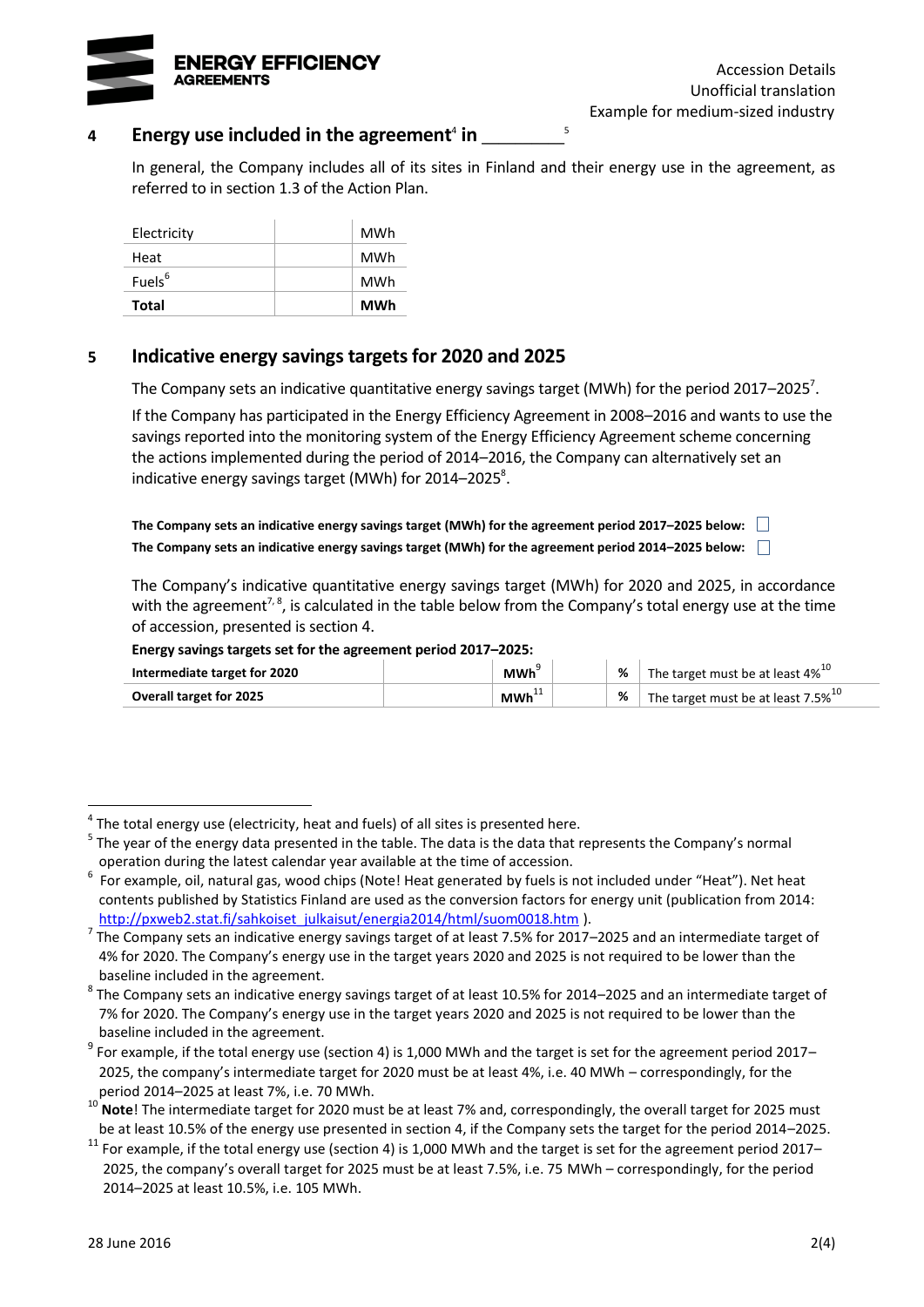## 4 Energy use included in the agreement[4] in _________[5]

In general, the Company includes all of its sites in Finland and their energy use in the agreement, as referred to in section 1.3 of the Action Plan.

| | | |
|---|---|---|
| Electricity | | MWh |
| Heat | | MWh |
| Fuels[6] | | MWh |
| **Total** | | **MWh** |

## 5 Indicative energy savings targets for 2020 and 2025

The Company sets an indicative quantitative energy savings target (MWh) for the period 2017–2025[7].

If the Company has participated in the Energy Efficiency Agreement in 2008–2016 and wants to use the savings reported into the monitoring system of the Energy Efficiency Agreement scheme concerning the actions implemented during the period of 2014–2016, the Company can alternatively set an indicative energy savings target (MWh) for 2014–2025[8].

**The Company sets an indicative energy savings target (MWh) for the agreement period 2017–2025 below:** ☐

**The Company sets an indicative energy savings target (MWh) for the agreement period 2014–2025 below:** ☐

The Company's indicative quantitative energy savings target (MWh) for 2020 and 2025, in accordance with the agreement[7, 8], is calculated in the table below from the Company's total energy use at the time of accession, presented is section 4.

**Energy savings targets set for the agreement period 2017–2025:**

| | | | | | |
|---|---|---|---|---|---|
| **Intermediate target for 2020** | | **MWh**[9] | | **%** | The target must be at least 4%[10] |
| **Overall target for 2025** | | **MWh**[11] | | **%** | The target must be at least 7.5%[10] |

---

[4] The total energy use (electricity, heat and fuels) of all sites is presented here.

[5] The year of the energy data presented in the table. The data is the data that represents the Company's normal operation during the latest calendar year available at the time of accession.

[6] For example, oil, natural gas, wood chips (Note! Heat generated by fuels is not included under "Heat"). Net heat contents published by Statistics Finland are used as the conversion factors for energy unit (publication from 2014: http://pxweb2.stat.fi/sahkoiset_julkaisut/energia2014/html/suom0018.htm ).

[7] The Company sets an indicative energy savings target of at least 7.5% for 2017–2025 and an intermediate target of 4% for 2020. The Company's energy use in the target years 2020 and 2025 is not required to be lower than the baseline included in the agreement.

[8] The Company sets an indicative energy savings target of at least 10.5% for 2014–2025 and an intermediate target of 7% for 2020. The Company's energy use in the target years 2020 and 2025 is not required to be lower than the baseline included in the agreement.

[9] For example, if the total energy use (section 4) is 1,000 MWh and the target is set for the agreement period 2017–2025, the company's intermediate target for 2020 must be at least 4%, i.e. 40 MWh – correspondingly, for the period 2014–2025 at least 7%, i.e. 70 MWh.

[10] **Note**! The intermediate target for 2020 must be at least 7% and, correspondingly, the overall target for 2025 must be at least 10.5% of the energy use presented in section 4, if the Company sets the target for the period 2014–2025.

[11] For example, if the total energy use (section 4) is 1,000 MWh and the target is set for the agreement period 2017–2025, the company's overall target for 2025 must be at least 7.5%, i.e. 75 MWh – correspondingly, for the period 2014–2025 at least 10.5%, i.e. 105 MWh.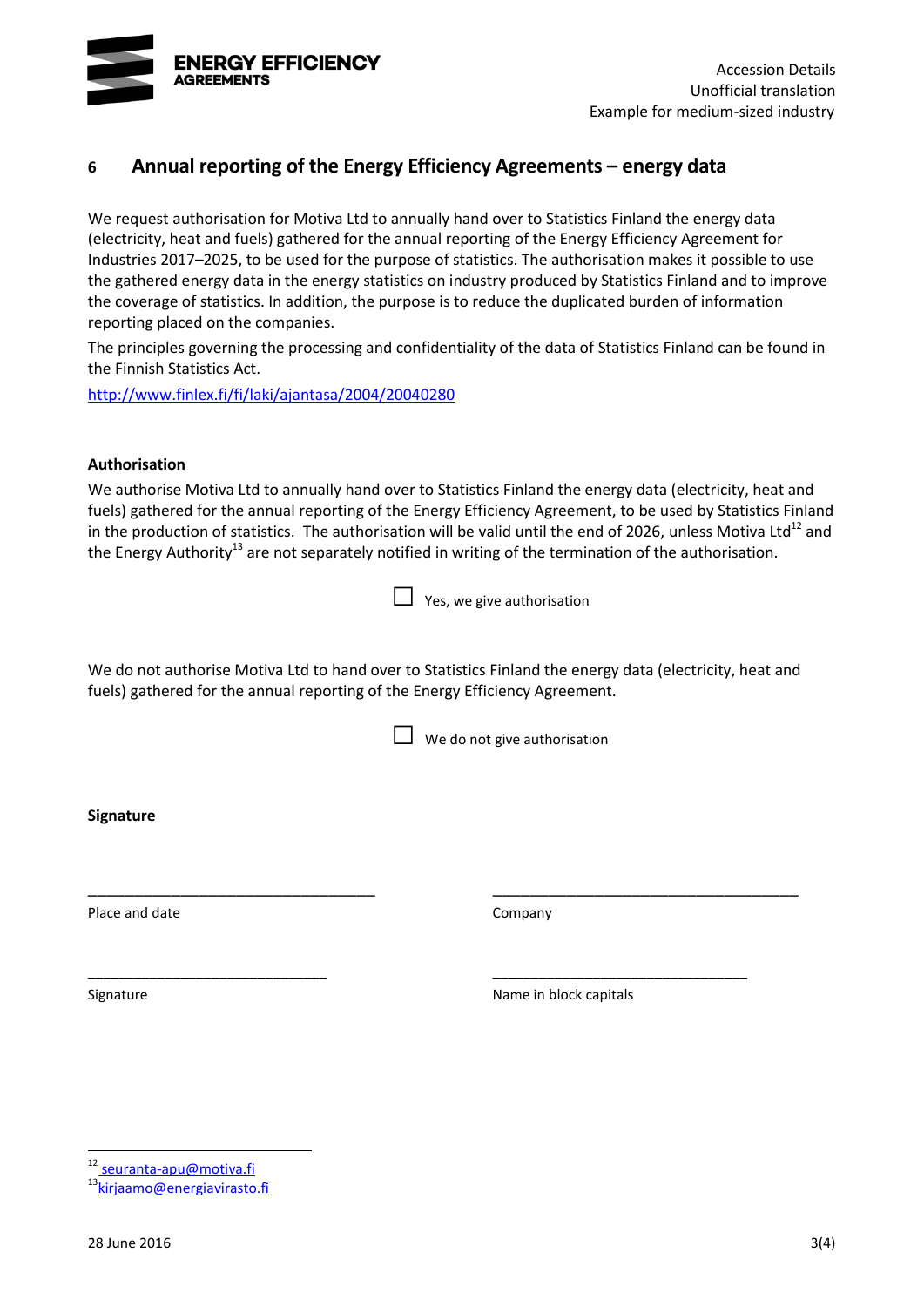## 6 Annual reporting of the Energy Efficiency Agreements – energy data

We request authorisation for Motiva Ltd to annually hand over to Statistics Finland the energy data (electricity, heat and fuels) gathered for the annual reporting of the Energy Efficiency Agreement for Industries 2017–2025, to be used for the purpose of statistics. The authorisation makes it possible to use the gathered energy data in the energy statistics on industry produced by Statistics Finland and to improve the coverage of statistics. In addition, the purpose is to reduce the duplicated burden of information reporting placed on the companies.

The principles governing the processing and confidentiality of the data of Statistics Finland can be found in the Finnish Statistics Act.

http://www.finlex.fi/fi/laki/ajantasa/2004/20040280

**Authorisation**

We authorise Motiva Ltd to annually hand over to Statistics Finland the energy data (electricity, heat and fuels) gathered for the annual reporting of the Energy Efficiency Agreement, to be used by Statistics Finland in the production of statistics. The authorisation will be valid until the end of 2026, unless Motiva Ltd[12] and the Energy Authority[13] are not separately notified in writing of the termination of the authorisation.

☐ Yes, we give authorisation

We do not authorise Motiva Ltd to hand over to Statistics Finland the energy data (electricity, heat and fuels) gathered for the annual reporting of the Energy Efficiency Agreement.

☐ We do not give authorisation

**Signature**

| ___________________________________ | ___________________________________ |
|---|---|
| Place and date | Company |
| ___________________________________ | ___________________________________ |
| Signature | Name in block capitals |

---

[12] seuranta-apu@motiva.fi
[13] kirjaamo@energiavirasto.fi

28 June 2016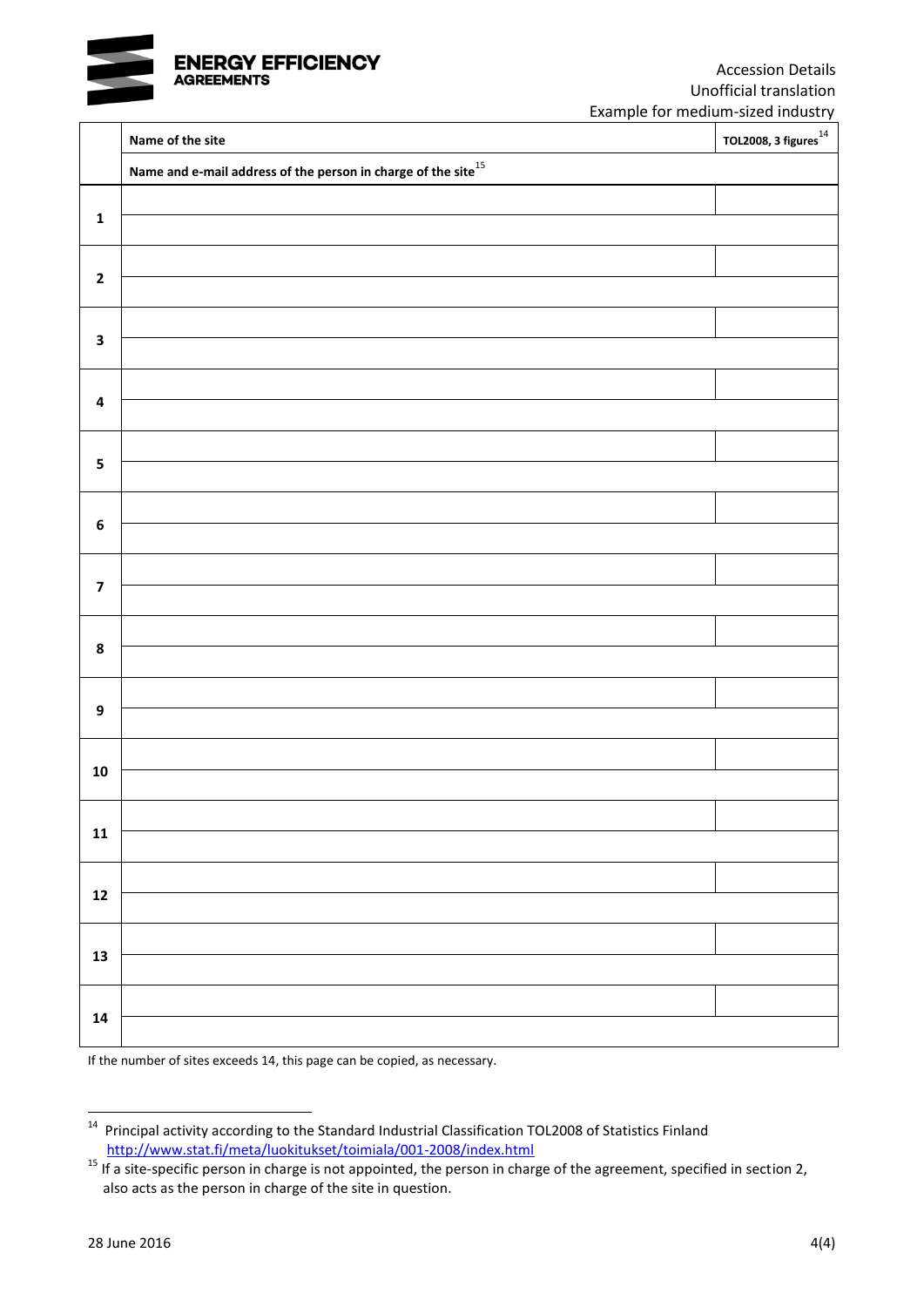Accession Details
Unofficial translation
Example for medium-sized industry

| | Name of the site | TOL2008, 3 figures[14] |
|---|---|---|
| | Name and e-mail address of the person in charge of the site[15] | |
| 1 | | |
| | | |
| 2 | | |
| | | |
| 3 | | |
| | | |
| 4 | | |
| | | |
| 5 | | |
| | | |
| 6 | | |
| | | |
| 7 | | |
| | | |
| 8 | | |
| | | |
| 9 | | |
| | | |
| 10 | | |
| | | |
| 11 | | |
| | | |
| 12 | | |
| | | |
| 13 | | |
| | | |
| 14 | | |
| | | |

If the number of sites exceeds 14, this page can be copied, as necessary.

[14] Principal activity according to the Standard Industrial Classification TOL2008 of Statistics Finland http://www.stat.fi/meta/luokitukset/toimiala/001-2008/index.html

[15] If a site-specific person in charge is not appointed, the person in charge of the agreement, specified in section 2, also acts as the person in charge of the site in question.

28 June 2016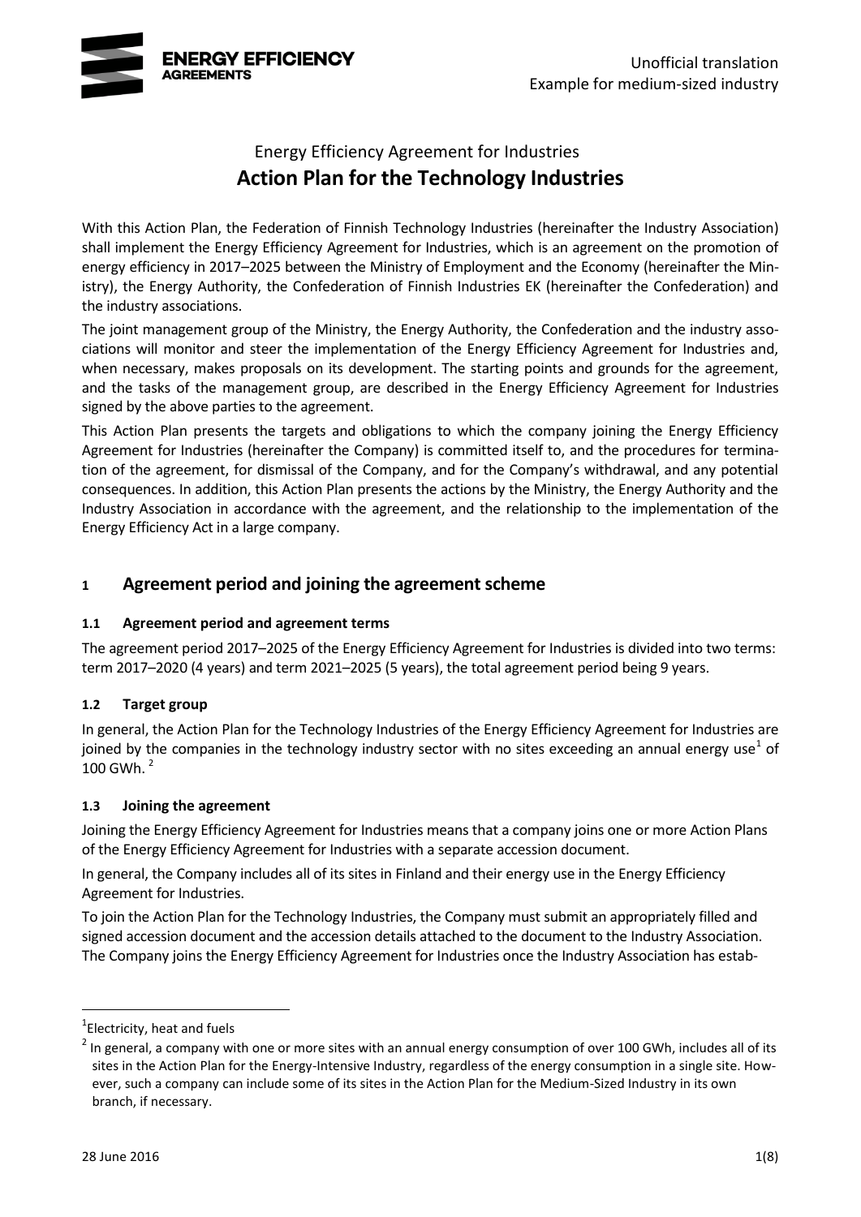Energy Efficiency Agreement for Industries

# Action Plan for the Technology Industries

With this Action Plan, the Federation of Finnish Technology Industries (hereinafter the Industry Association) shall implement the Energy Efficiency Agreement for Industries, which is an agreement on the promotion of energy efficiency in 2017–2025 between the Ministry of Employment and the Economy (hereinafter the Ministry), the Energy Authority, the Confederation of Finnish Industries EK (hereinafter the Confederation) and the industry associations.

The joint management group of the Ministry, the Energy Authority, the Confederation and the industry associations will monitor and steer the implementation of the Energy Efficiency Agreement for Industries and, when necessary, makes proposals on its development. The starting points and grounds for the agreement, and the tasks of the management group, are described in the Energy Efficiency Agreement for Industries signed by the above parties to the agreement.

This Action Plan presents the targets and obligations to which the company joining the Energy Efficiency Agreement for Industries (hereinafter the Company) is committed itself to, and the procedures for termination of the agreement, for dismissal of the Company, and for the Company's withdrawal, and any potential consequences. In addition, this Action Plan presents the actions by the Ministry, the Energy Authority and the Industry Association in accordance with the agreement, and the relationship to the implementation of the Energy Efficiency Act in a large company.

## 1 Agreement period and joining the agreement scheme

### 1.1 Agreement period and agreement terms

The agreement period 2017–2025 of the Energy Efficiency Agreement for Industries is divided into two terms: term 2017–2020 (4 years) and term 2021–2025 (5 years), the total agreement period being 9 years.

### 1.2 Target group

In general, the Action Plan for the Technology Industries of the Energy Efficiency Agreement for Industries are joined by the companies in the technology industry sector with no sites exceeding an annual energy use[1] of 100 GWh.[2]

### 1.3 Joining the agreement

Joining the Energy Efficiency Agreement for Industries means that a company joins one or more Action Plans of the Energy Efficiency Agreement for Industries with a separate accession document.

In general, the Company includes all of its sites in Finland and their energy use in the Energy Efficiency Agreement for Industries.

To join the Action Plan for the Technology Industries, the Company must submit an appropriately filled and signed accession document and the accession details attached to the document to the Industry Association. The Company joins the Energy Efficiency Agreement for Industries once the Industry Association has estab-

[1] Electricity, heat and fuels

[2] In general, a company with one or more sites with an annual energy consumption of over 100 GWh, includes all of its sites in the Action Plan for the Energy-Intensive Industry, regardless of the energy consumption in a single site. However, such a company can include some of its sites in the Action Plan for the Medium-Sized Industry in its own branch, if necessary.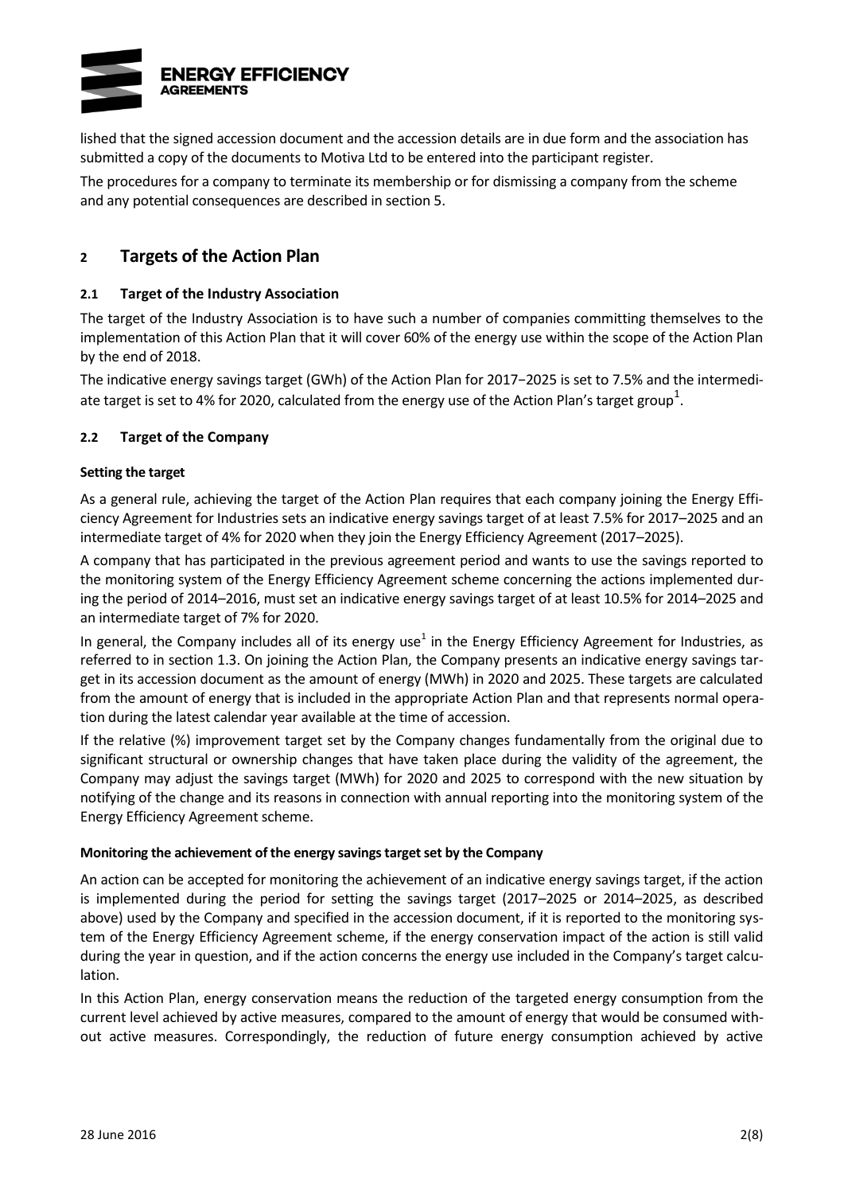lished that the signed accession document and the accession details are in due form and the association has submitted a copy of the documents to Motiva Ltd to be entered into the participant register.

The procedures for a company to terminate its membership or for dismissing a company from the scheme and any potential consequences are described in section 5.

## 2 Targets of the Action Plan

### 2.1 Target of the Industry Association

The target of the Industry Association is to have such a number of companies committing themselves to the implementation of this Action Plan that it will cover 60% of the energy use within the scope of the Action Plan by the end of 2018.

The indicative energy savings target (GWh) of the Action Plan for 2017−2025 is set to 7.5% and the intermediate target is set to 4% for 2020, calculated from the energy use of the Action Plan's target group[1].

### 2.2 Target of the Company

**Setting the target**

As a general rule, achieving the target of the Action Plan requires that each company joining the Energy Efficiency Agreement for Industries sets an indicative energy savings target of at least 7.5% for 2017–2025 and an intermediate target of 4% for 2020 when they join the Energy Efficiency Agreement (2017–2025).

A company that has participated in the previous agreement period and wants to use the savings reported to the monitoring system of the Energy Efficiency Agreement scheme concerning the actions implemented during the period of 2014–2016, must set an indicative energy savings target of at least 10.5% for 2014–2025 and an intermediate target of 7% for 2020.

In general, the Company includes all of its energy use[1] in the Energy Efficiency Agreement for Industries, as referred to in section 1.3. On joining the Action Plan, the Company presents an indicative energy savings target in its accession document as the amount of energy (MWh) in 2020 and 2025. These targets are calculated from the amount of energy that is included in the appropriate Action Plan and that represents normal operation during the latest calendar year available at the time of accession.

If the relative (%) improvement target set by the Company changes fundamentally from the original due to significant structural or ownership changes that have taken place during the validity of the agreement, the Company may adjust the savings target (MWh) for 2020 and 2025 to correspond with the new situation by notifying of the change and its reasons in connection with annual reporting into the monitoring system of the Energy Efficiency Agreement scheme.

**Monitoring the achievement of the energy savings target set by the Company**

An action can be accepted for monitoring the achievement of an indicative energy savings target, if the action is implemented during the period for setting the savings target (2017–2025 or 2014–2025, as described above) used by the Company and specified in the accession document, if it is reported to the monitoring system of the Energy Efficiency Agreement scheme, if the energy conservation impact of the action is still valid during the year in question, and if the action concerns the energy use included in the Company's target calculation.

In this Action Plan, energy conservation means the reduction of the targeted energy consumption from the current level achieved by active measures, compared to the amount of energy that would be consumed without active measures. Correspondingly, the reduction of future energy consumption achieved by active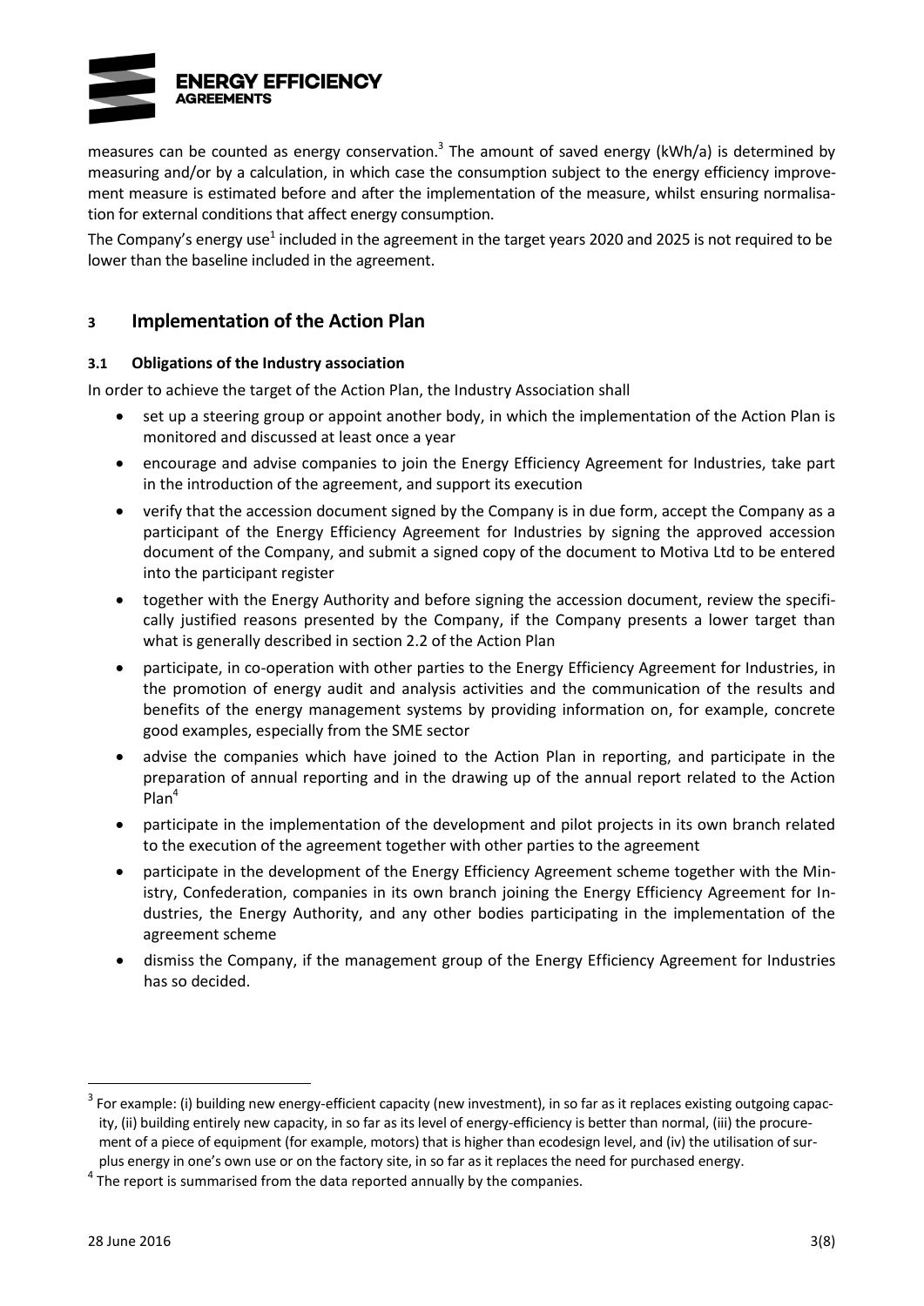measures can be counted as energy conservation.[3] The amount of saved energy (kWh/a) is determined by measuring and/or by a calculation, in which case the consumption subject to the energy efficiency improvement measure is estimated before and after the implementation of the measure, whilst ensuring normalisation for external conditions that affect energy consumption.

The Company's energy use[1] included in the agreement in the target years 2020 and 2025 is not required to be lower than the baseline included in the agreement.

## 3 Implementation of the Action Plan

### 3.1 Obligations of the Industry association

In order to achieve the target of the Action Plan, the Industry Association shall

- set up a steering group or appoint another body, in which the implementation of the Action Plan is monitored and discussed at least once a year
- encourage and advise companies to join the Energy Efficiency Agreement for Industries, take part in the introduction of the agreement, and support its execution
- verify that the accession document signed by the Company is in due form, accept the Company as a participant of the Energy Efficiency Agreement for Industries by signing the approved accession document of the Company, and submit a signed copy of the document to Motiva Ltd to be entered into the participant register
- together with the Energy Authority and before signing the accession document, review the specifically justified reasons presented by the Company, if the Company presents a lower target than what is generally described in section 2.2 of the Action Plan
- participate, in co-operation with other parties to the Energy Efficiency Agreement for Industries, in the promotion of energy audit and analysis activities and the communication of the results and benefits of the energy management systems by providing information on, for example, concrete good examples, especially from the SME sector
- advise the companies which have joined to the Action Plan in reporting, and participate in the preparation of annual reporting and in the drawing up of the annual report related to the Action Plan[4]
- participate in the implementation of the development and pilot projects in its own branch related to the execution of the agreement together with other parties to the agreement
- participate in the development of the Energy Efficiency Agreement scheme together with the Ministry, Confederation, companies in its own branch joining the Energy Efficiency Agreement for Industries, the Energy Authority, and any other bodies participating in the implementation of the agreement scheme
- dismiss the Company, if the management group of the Energy Efficiency Agreement for Industries has so decided.

---

[3] For example: (i) building new energy-efficient capacity (new investment), in so far as it replaces existing outgoing capacity, (ii) building entirely new capacity, in so far as its level of energy-efficiency is better than normal, (iii) the procurement of a piece of equipment (for example, motors) that is higher than ecodesign level, and (iv) the utilisation of surplus energy in one's own use or on the factory site, in so far as it replaces the need for purchased energy.

[4] The report is summarised from the data reported annually by the companies.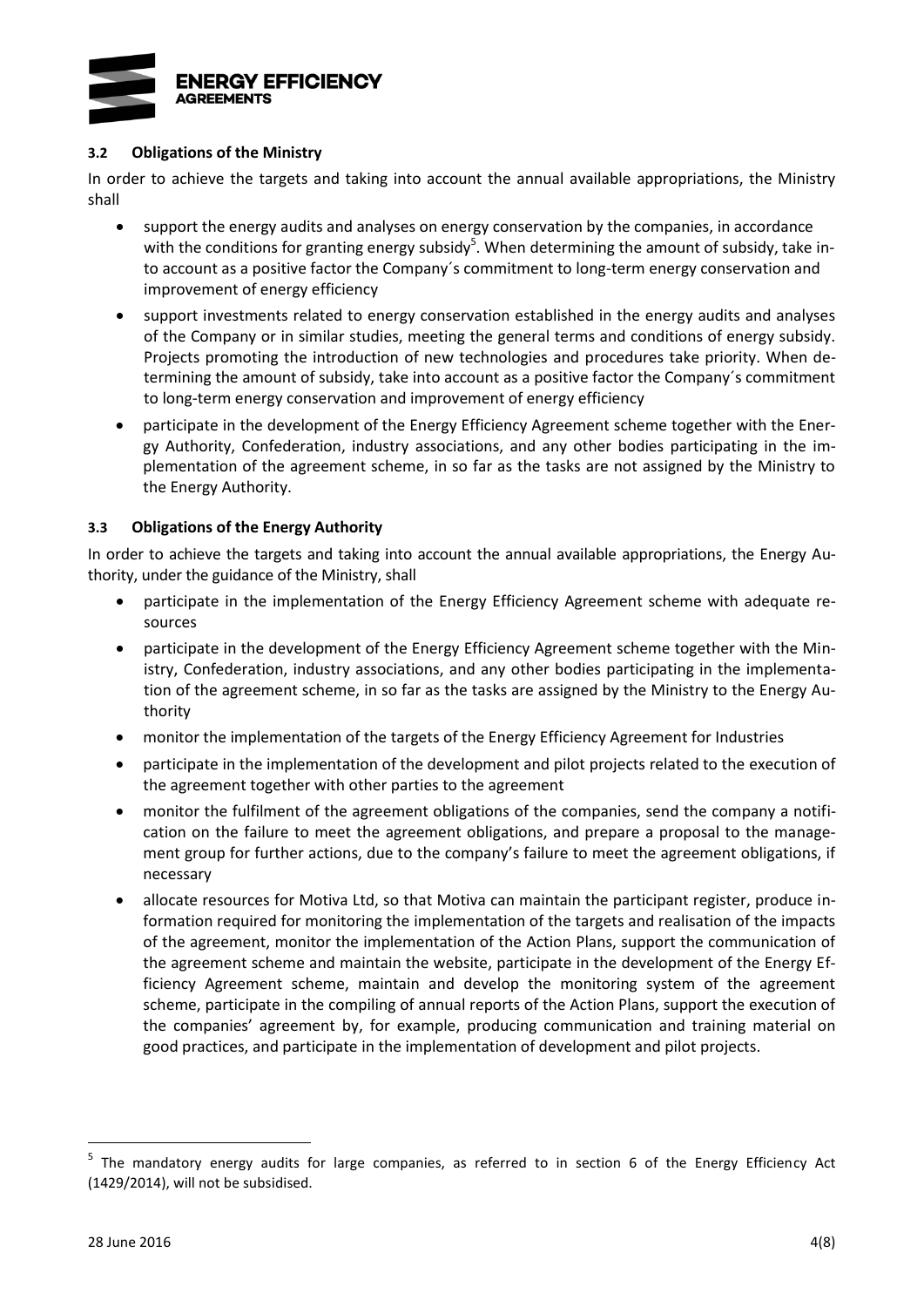### 3.2 Obligations of the Ministry

In order to achieve the targets and taking into account the annual available appropriations, the Ministry shall

- support the energy audits and analyses on energy conservation by the companies, in accordance with the conditions for granting energy subsidy[5]. When determining the amount of subsidy, take into account as a positive factor the Company´s commitment to long-term energy conservation and improvement of energy efficiency
- support investments related to energy conservation established in the energy audits and analyses of the Company or in similar studies, meeting the general terms and conditions of energy subsidy. Projects promoting the introduction of new technologies and procedures take priority. When determining the amount of subsidy, take into account as a positive factor the Company´s commitment to long-term energy conservation and improvement of energy efficiency
- participate in the development of the Energy Efficiency Agreement scheme together with the Energy Authority, Confederation, industry associations, and any other bodies participating in the implementation of the agreement scheme, in so far as the tasks are not assigned by the Ministry to the Energy Authority.

### 3.3 Obligations of the Energy Authority

In order to achieve the targets and taking into account the annual available appropriations, the Energy Authority, under the guidance of the Ministry, shall

- participate in the implementation of the Energy Efficiency Agreement scheme with adequate resources
- participate in the development of the Energy Efficiency Agreement scheme together with the Ministry, Confederation, industry associations, and any other bodies participating in the implementation of the agreement scheme, in so far as the tasks are assigned by the Ministry to the Energy Authority
- monitor the implementation of the targets of the Energy Efficiency Agreement for Industries
- participate in the implementation of the development and pilot projects related to the execution of the agreement together with other parties to the agreement
- monitor the fulfilment of the agreement obligations of the companies, send the company a notification on the failure to meet the agreement obligations, and prepare a proposal to the management group for further actions, due to the company's failure to meet the agreement obligations, if necessary
- allocate resources for Motiva Ltd, so that Motiva can maintain the participant register, produce information required for monitoring the implementation of the targets and realisation of the impacts of the agreement, monitor the implementation of the Action Plans, support the communication of the agreement scheme and maintain the website, participate in the development of the Energy Efficiency Agreement scheme, maintain and develop the monitoring system of the agreement scheme, participate in the compiling of annual reports of the Action Plans, support the execution of the companies' agreement by, for example, producing communication and training material on good practices, and participate in the implementation of development and pilot projects.

[5] The mandatory energy audits for large companies, as referred to in section 6 of the Energy Efficiency Act (1429/2014), will not be subsidised.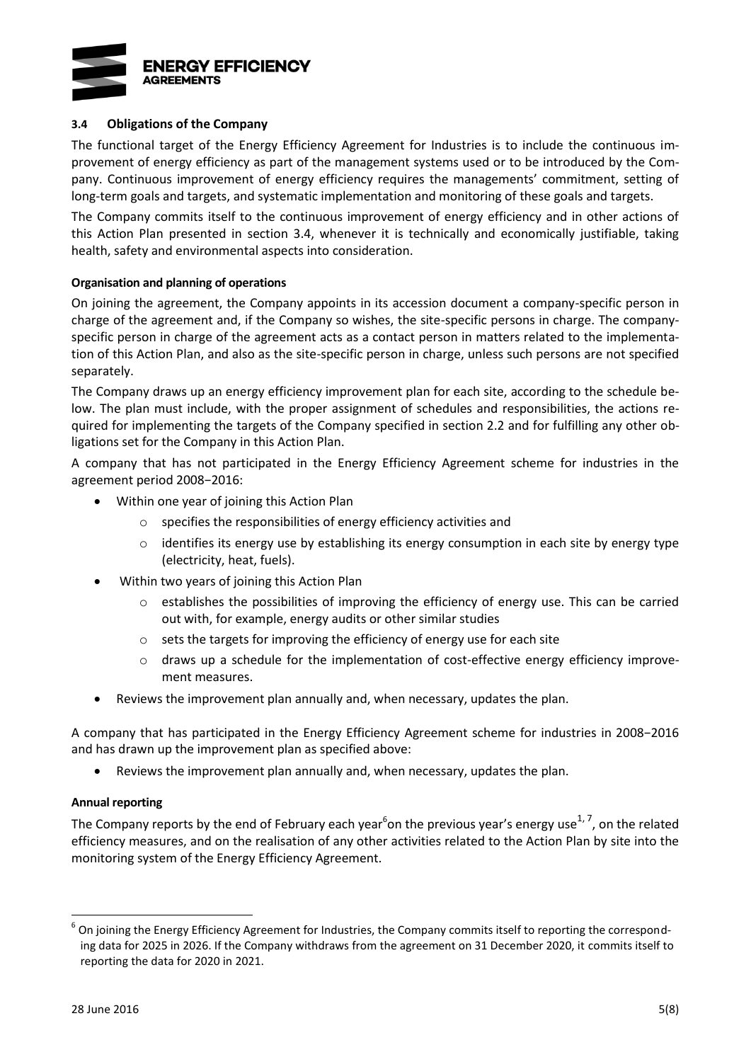### 3.4 Obligations of the Company

The functional target of the Energy Efficiency Agreement for Industries is to include the continuous improvement of energy efficiency as part of the management systems used or to be introduced by the Company. Continuous improvement of energy efficiency requires the managements' commitment, setting of long-term goals and targets, and systematic implementation and monitoring of these goals and targets.

The Company commits itself to the continuous improvement of energy efficiency and in other actions of this Action Plan presented in section 3.4, whenever it is technically and economically justifiable, taking health, safety and environmental aspects into consideration.

**Organisation and planning of operations**

On joining the agreement, the Company appoints in its accession document a company-specific person in charge of the agreement and, if the Company so wishes, the site-specific persons in charge. The company-specific person in charge of the agreement acts as a contact person in matters related to the implementation of this Action Plan, and also as the site-specific person in charge, unless such persons are not specified separately.

The Company draws up an energy efficiency improvement plan for each site, according to the schedule below. The plan must include, with the proper assignment of schedules and responsibilities, the actions required for implementing the targets of the Company specified in section 2.2 and for fulfilling any other obligations set for the Company in this Action Plan.

A company that has not participated in the Energy Efficiency Agreement scheme for industries in the agreement period 2008−2016:

- Within one year of joining this Action Plan
  - specifies the responsibilities of energy efficiency activities and
  - identifies its energy use by establishing its energy consumption in each site by energy type (electricity, heat, fuels).
- Within two years of joining this Action Plan
  - establishes the possibilities of improving the efficiency of energy use. This can be carried out with, for example, energy audits or other similar studies
  - sets the targets for improving the efficiency of energy use for each site
  - draws up a schedule for the implementation of cost-effective energy efficiency improvement measures.
- Reviews the improvement plan annually and, when necessary, updates the plan.

A company that has participated in the Energy Efficiency Agreement scheme for industries in 2008−2016 and has drawn up the improvement plan as specified above:

- Reviews the improvement plan annually and, when necessary, updates the plan.

**Annual reporting**

The Company reports by the end of February each year[6] on the previous year's energy use[1, 7], on the related efficiency measures, and on the realisation of any other activities related to the Action Plan by site into the monitoring system of the Energy Efficiency Agreement.

---

[6] On joining the Energy Efficiency Agreement for Industries, the Company commits itself to reporting the corresponding data for 2025 in 2026. If the Company withdraws from the agreement on 31 December 2020, it commits itself to reporting the data for 2020 in 2021.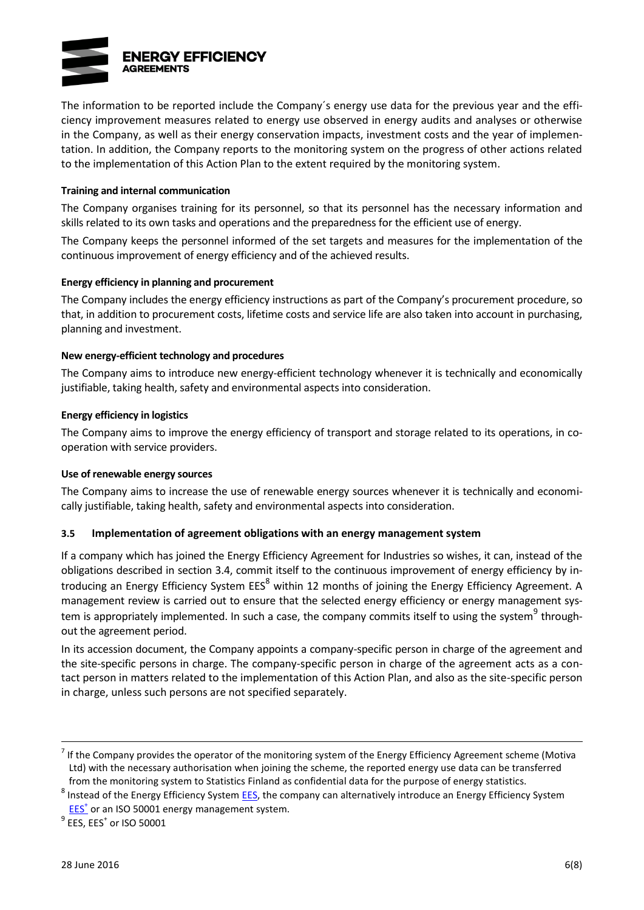The information to be reported include the Company´s energy use data for the previous year and the efficiency improvement measures related to energy use observed in energy audits and analyses or otherwise in the Company, as well as their energy conservation impacts, investment costs and the year of implementation. In addition, the Company reports to the monitoring system on the progress of other actions related to the implementation of this Action Plan to the extent required by the monitoring system.

**Training and internal communication**

The Company organises training for its personnel, so that its personnel has the necessary information and skills related to its own tasks and operations and the preparedness for the efficient use of energy.

The Company keeps the personnel informed of the set targets and measures for the implementation of the continuous improvement of energy efficiency and of the achieved results.

**Energy efficiency in planning and procurement**

The Company includes the energy efficiency instructions as part of the Company's procurement procedure, so that, in addition to procurement costs, lifetime costs and service life are also taken into account in purchasing, planning and investment.

**New energy-efficient technology and procedures**

The Company aims to introduce new energy-efficient technology whenever it is technically and economically justifiable, taking health, safety and environmental aspects into consideration.

**Energy efficiency in logistics**

The Company aims to improve the energy efficiency of transport and storage related to its operations, in co-operation with service providers.

**Use of renewable energy sources**

The Company aims to increase the use of renewable energy sources whenever it is technically and economically justifiable, taking health, safety and environmental aspects into consideration.

### 3.5 Implementation of agreement obligations with an energy management system

If a company which has joined the Energy Efficiency Agreement for Industries so wishes, it can, instead of the obligations described in section 3.4, commit itself to the continuous improvement of energy efficiency by introducing an Energy Efficiency System EES[8] within 12 months of joining the Energy Efficiency Agreement. A management review is carried out to ensure that the selected energy efficiency or energy management system is appropriately implemented. In such a case, the company commits itself to using the system[9] throughout the agreement period.

In its accession document, the Company appoints a company-specific person in charge of the agreement and the site-specific persons in charge. The company-specific person in charge of the agreement acts as a contact person in matters related to the implementation of this Action Plan, and also as the site-specific person in charge, unless such persons are not specified separately.

---

[7] If the Company provides the operator of the monitoring system of the Energy Efficiency Agreement scheme (Motiva Ltd) with the necessary authorisation when joining the scheme, the reported energy use data can be transferred from the monitoring system to Statistics Finland as confidential data for the purpose of energy statistics.

[8] Instead of the Energy Efficiency System EES, the company can alternatively introduce an Energy Efficiency System EES+ or an ISO 50001 energy management system.

[9] EES, EES+ or ISO 50001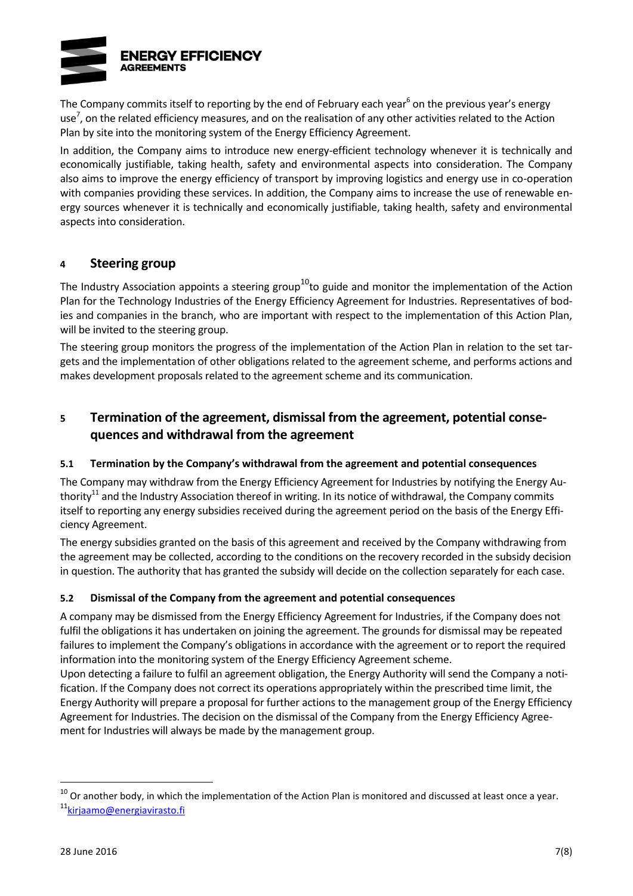The Company commits itself to reporting by the end of February each year[6] on the previous year's energy use[7], on the related efficiency measures, and on the realisation of any other activities related to the Action Plan by site into the monitoring system of the Energy Efficiency Agreement.

In addition, the Company aims to introduce new energy-efficient technology whenever it is technically and economically justifiable, taking health, safety and environmental aspects into consideration. The Company also aims to improve the energy efficiency of transport by improving logistics and energy use in co-operation with companies providing these services. In addition, the Company aims to increase the use of renewable energy sources whenever it is technically and economically justifiable, taking health, safety and environmental aspects into consideration.

## 4 Steering group

The Industry Association appoints a steering group[10] to guide and monitor the implementation of the Action Plan for the Technology Industries of the Energy Efficiency Agreement for Industries. Representatives of bodies and companies in the branch, who are important with respect to the implementation of this Action Plan, will be invited to the steering group.

The steering group monitors the progress of the implementation of the Action Plan in relation to the set targets and the implementation of other obligations related to the agreement scheme, and performs actions and makes development proposals related to the agreement scheme and its communication.

## 5 Termination of the agreement, dismissal from the agreement, potential consequences and withdrawal from the agreement

### 5.1 Termination by the Company's withdrawal from the agreement and potential consequences

The Company may withdraw from the Energy Efficiency Agreement for Industries by notifying the Energy Authority[11] and the Industry Association thereof in writing. In its notice of withdrawal, the Company commits itself to reporting any energy subsidies received during the agreement period on the basis of the Energy Efficiency Agreement.

The energy subsidies granted on the basis of this agreement and received by the Company withdrawing from the agreement may be collected, according to the conditions on the recovery recorded in the subsidy decision in question. The authority that has granted the subsidy will decide on the collection separately for each case.

### 5.2 Dismissal of the Company from the agreement and potential consequences

A company may be dismissed from the Energy Efficiency Agreement for Industries, if the Company does not fulfil the obligations it has undertaken on joining the agreement. The grounds for dismissal may be repeated failures to implement the Company's obligations in accordance with the agreement or to report the required information into the monitoring system of the Energy Efficiency Agreement scheme.

Upon detecting a failure to fulfil an agreement obligation, the Energy Authority will send the Company a notification. If the Company does not correct its operations appropriately within the prescribed time limit, the Energy Authority will prepare a proposal for further actions to the management group of the Energy Efficiency Agreement for Industries. The decision on the dismissal of the Company from the Energy Efficiency Agreement for Industries will always be made by the management group.

---

[10] Or another body, in which the implementation of the Action Plan is monitored and discussed at least once a year.

[11] kirjaamo@energiavirasto.fi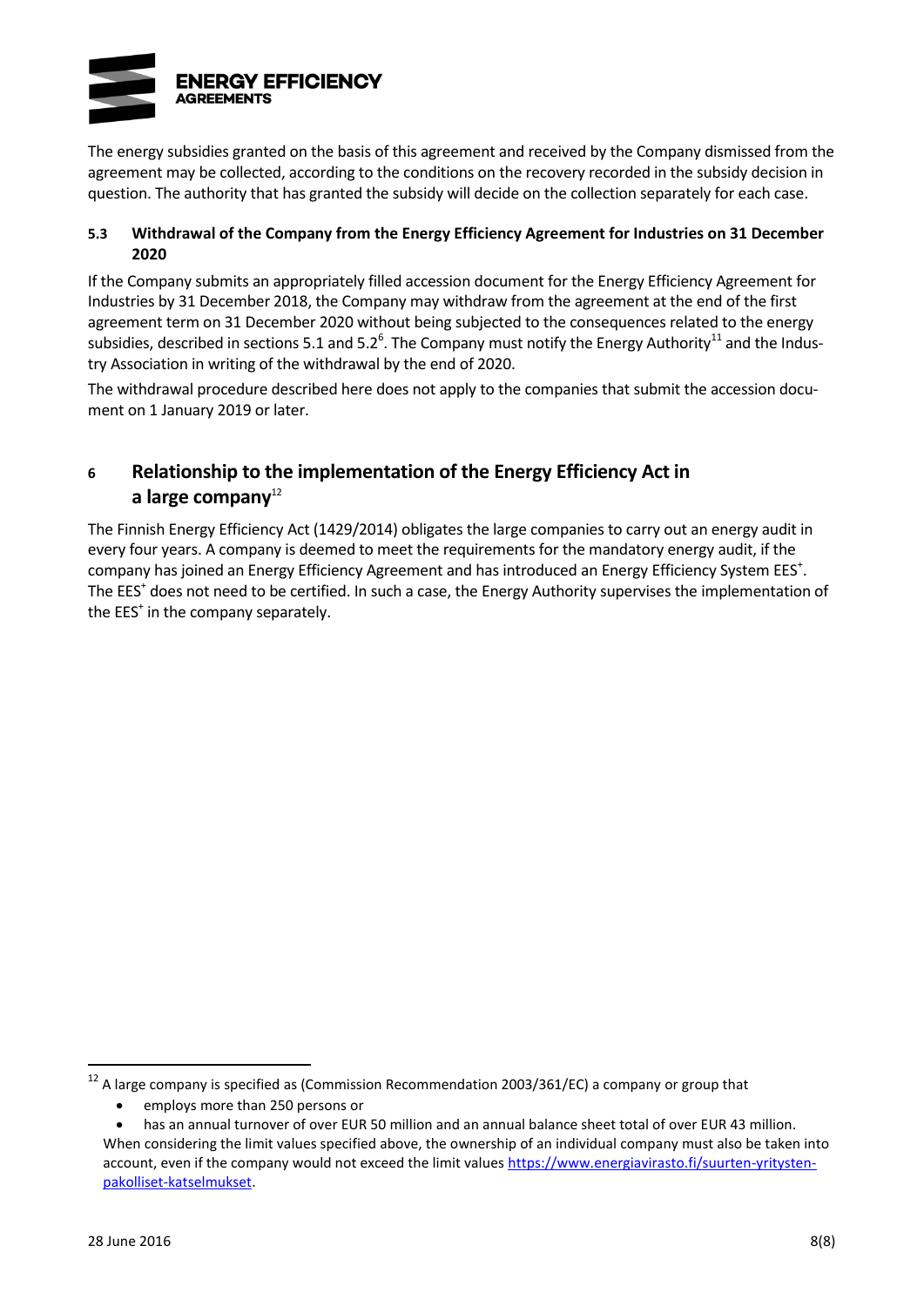The energy subsidies granted on the basis of this agreement and received by the Company dismissed from the agreement may be collected, according to the conditions on the recovery recorded in the subsidy decision in question. The authority that has granted the subsidy will decide on the collection separately for each case.

### 5.3 Withdrawal of the Company from the Energy Efficiency Agreement for Industries on 31 December 2020

If the Company submits an appropriately filled accession document for the Energy Efficiency Agreement for Industries by 31 December 2018, the Company may withdraw from the agreement at the end of the first agreement term on 31 December 2020 without being subjected to the consequences related to the energy subsidies, described in sections 5.1 and 5.2[6]. The Company must notify the Energy Authority[11] and the Industry Association in writing of the withdrawal by the end of 2020.

The withdrawal procedure described here does not apply to the companies that submit the accession document on 1 January 2019 or later.

## 6 Relationship to the implementation of the Energy Efficiency Act in a large company[12]

The Finnish Energy Efficiency Act (1429/2014) obligates the large companies to carry out an energy audit in every four years. A company is deemed to meet the requirements for the mandatory energy audit, if the company has joined an Energy Efficiency Agreement and has introduced an Energy Efficiency System $EES^+$. The $EES^+$ does not need to be certified. In such a case, the Energy Authority supervises the implementation of the $EES^+$ in the company separately.

---

[12] A large company is specified as (Commission Recommendation 2003/361/EC) a company or group that

- employs more than 250 persons or
- has an annual turnover of over EUR 50 million and an annual balance sheet total of over EUR 43 million.

When considering the limit values specified above, the ownership of an individual company must also be taken into account, even if the company would not exceed the limit values [https://www.energiavirasto.fi/suurten-yritysten-pakolliset-katselmukset](https://www.energiavirasto.fi/suurten-yritysten-pakolliset-katselmukset).

28 June 2016